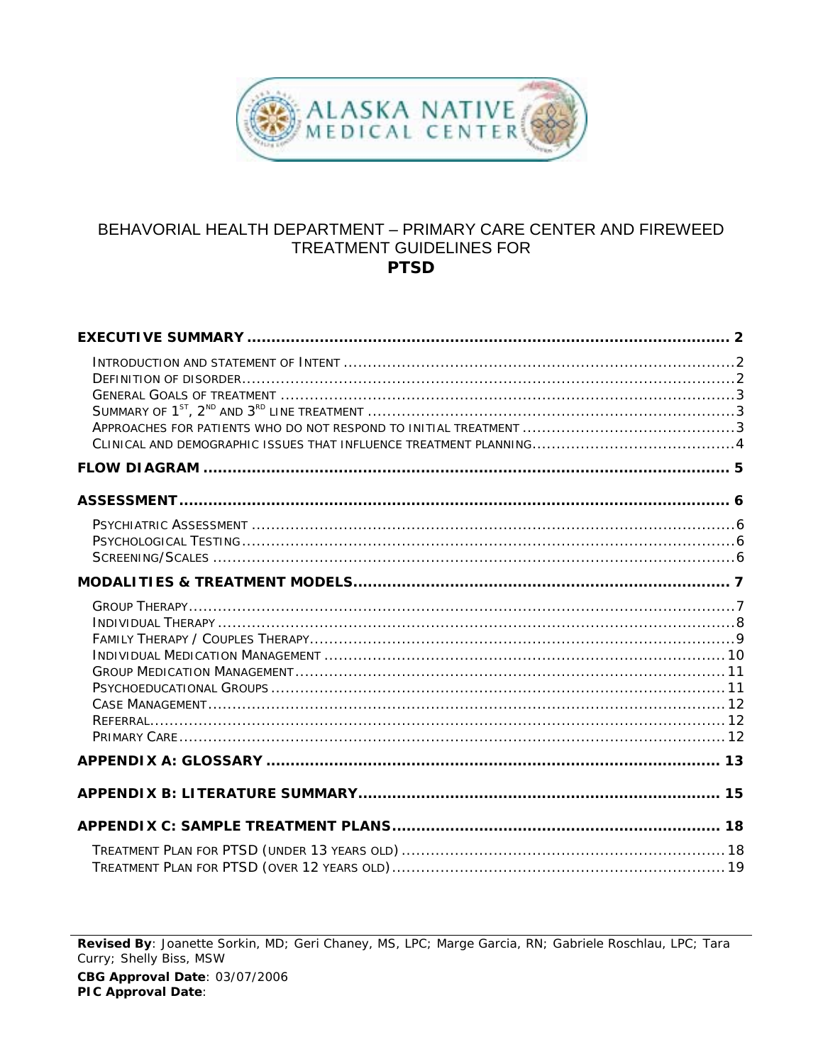# BEHAVORIAL HEALTH DEPARTMENT – PRIMARY CARE CENTER AND FIREWEED TREATMENT GUIDELINES FOR

# PTSD

**EXECUTIVE SUMMARY** .................................................................................................. 2

- INTRODUCTION AND STATEMENT OF INTENT ........................................................ 2
- DEFINITION OF DISORDER ........................................................................................ 2
- GENERAL GOALS OF TREATMENT ........................................................................... 3
- SUMMARY OF 1ST, 2ND AND 3RD LINE TREATMENT .................................................. 3
- APPROACHES FOR PATIENTS WHO DO NOT RESPOND TO INITIAL TREATMENT ............ 3
- CLINICAL AND DEMOGRAPHIC ISSUES THAT INFLUENCE TREATMENT PLANNING ........... 4

**FLOW DIAGRAM** .......................................................................................................... 5

**ASSESSMENT** ............................................................................................................. 6

- PSYCHIATRIC ASSESSMENT ....................................................................................... 6
- PSYCHOLOGICAL TESTING ......................................................................................... 6
- SCREENING/SCALES .................................................................................................. 6

**MODALITIES & TREATMENT MODELS** .......................................................................... 7

- GROUP THERAPY ....................................................................................................... 7
- INDIVIDUAL THERAPY ................................................................................................ 8
- FAMILY THERAPY / COUPLES THERAPY ....................................................................... 9
- INDIVIDUAL MEDICATION MANAGEMENT ................................................................... 10
- GROUP MEDICATION MANAGEMENT ......................................................................... 11
- PSYCHOEDUCATIONAL GROUPS ................................................................................ 11
- CASE MANAGEMENT ................................................................................................. 12
- REFERRAL ................................................................................................................ 12
- PRIMARY CARE ......................................................................................................... 12

**APPENDIX A: GLOSSARY** ............................................................................................ 13

**APPENDIX B: LITERATURE SUMMARY** ......................................................................... 15

**APPENDIX C: SAMPLE TREATMENT PLANS** .................................................................. 18

- TREATMENT PLAN FOR PTSD (UNDER 13 YEARS OLD) ................................................. 18
- TREATMENT PLAN FOR PTSD (OVER 12 YEARS OLD) .................................................... 19

---

**Revised By**: Joanette Sorkin, MD; Geri Chaney, MS, LPC; Marge Garcia, RN; Gabriele Roschlau, LPC; Tara Curry; Shelly Biss, MSW

**CBG Approval Date**: 03/07/2006

**PIC Approval Date**: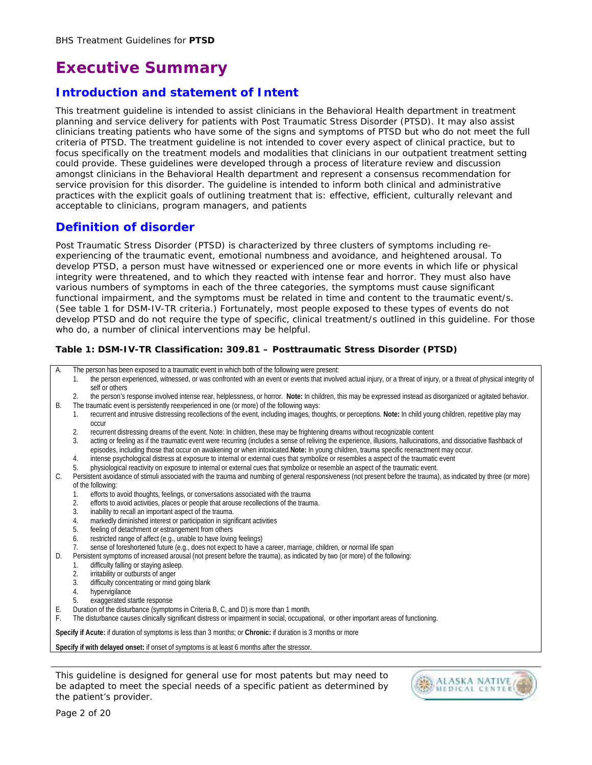# Executive Summary

## Introduction and statement of Intent

This treatment guideline is intended to assist clinicians in the Behavioral Health department in treatment planning and service delivery for patients with Post Traumatic Stress Disorder (PTSD). It may also assist clinicians treating patients who have some of the signs and symptoms of PTSD but who do not meet the full criteria of PTSD. The treatment guideline is not intended to cover every aspect of clinical practice, but to focus specifically on the treatment models and modalities that clinicians in our outpatient treatment setting could provide. These guidelines were developed through a process of literature review and discussion amongst clinicians in the Behavioral Health department and represent a consensus recommendation for service provision for this disorder. The guideline is intended to inform both clinical and administrative practices with the explicit goals of outlining treatment that is: effective, efficient, culturally relevant and acceptable to clinicians, program managers, and patients

## Definition of disorder

Post Traumatic Stress Disorder (PTSD) is characterized by three clusters of symptoms including re-experiencing of the traumatic event, emotional numbness and avoidance, and heightened arousal. To develop PTSD, a person must have witnessed or experienced one or more events in which life or physical integrity were threatened, and to which they reacted with intense fear and horror. They must also have various numbers of symptoms in each of the three categories, the symptoms must cause significant functional impairment, and the symptoms must be related in time and content to the traumatic event/s. (See table 1 for DSM-IV-TR criteria.) Fortunately, most people exposed to these types of events do not develop PTSD and do not require the type of specific, clinical treatment/s outlined in this guideline. For those who do, a number of clinical interventions may be helpful.

**Table 1: DSM-IV-TR Classification: 309.81 – Posttraumatic Stress Disorder (PTSD)**

A. The person has been exposed to a traumatic event in which both of the following were present:
   1. the person experienced, witnessed, or was confronted with an event or events that involved actual injury, or a threat of injury, or a threat of physical integrity of self or others
   2. the person's response involved intense rear, helplessness, or horror. **Note:** In children, this may be expressed instead as disorganized or agitated behavior.

B. The traumatic event is persistently reexperienced in one (or more) of the following ways:
   1. recurrent and intrusive distressing recollections of the event, including images, thoughts, or perceptions. **Note:** In child young children, repetitive play may occur
   2. recurrent distressing dreams of the event. Note: In children, these may be frightening dreams without recognizable content
   3. acting or feeling as if the traumatic event were recurring (includes a sense of reliving the experience, illusions, hallucinations, and dissociative flashback of episodes, including those that occur on awakening or when intoxicated.**Note:** In young children, trauma specific reenactment may occur.
   4. intense psychological distress at exposure to internal or external cues that symbolize or resembles a aspect of the traumatic event
   5. physiological reactivity on exposure to internal or external cues that symbolize or resemble an aspect of the traumatic event.

C. Persistent avoidance of stimuli associated with the trauma and numbing of general responsiveness (not present before the trauma), as indicated by three (or more) of the following:
   1. efforts to avoid thoughts, feelings, or conversations associated with the trauma
   2. efforts to avoid activities, places or people that arouse recollections of the trauma.
   3. inability to recall an important aspect of the trauma.
   4. markedly diminished interest or participation in significant activities
   5. feeling of detachment or estrangement from others
   6. restricted range of affect (e.g., unable to have loving feelings)
   7. sense of foreshortened future (e.g., does not expect to have a career, marriage, children, or normal life span

D. Persistent symptoms of increased arousal (not present before the trauma), as indicated by two (or more) of the following:
   1. difficulty falling or staying asleep.
   2. irritability or outbursts of anger
   3. difficulty concentrating or mind going blank
   4. hypervigilance
   5. exaggerated startle response

E. Duration of the disturbance (symptoms in Criteria B, C, and D) is more than 1 month.

F. The disturbance causes clinically significant distress or impairment in social, occupational, or other important areas of functioning.

**Specify if Acute:** if duration of symptoms is less than 3 months; or **Chronic:** if duration is 3 months or more

**Specify if with delayed onset:** if onset of symptoms is at least 6 months after the stressor.

This guideline is designed for general use for most patents but may need to be adapted to meet the special needs of a specific patient as determined by the patient's provider.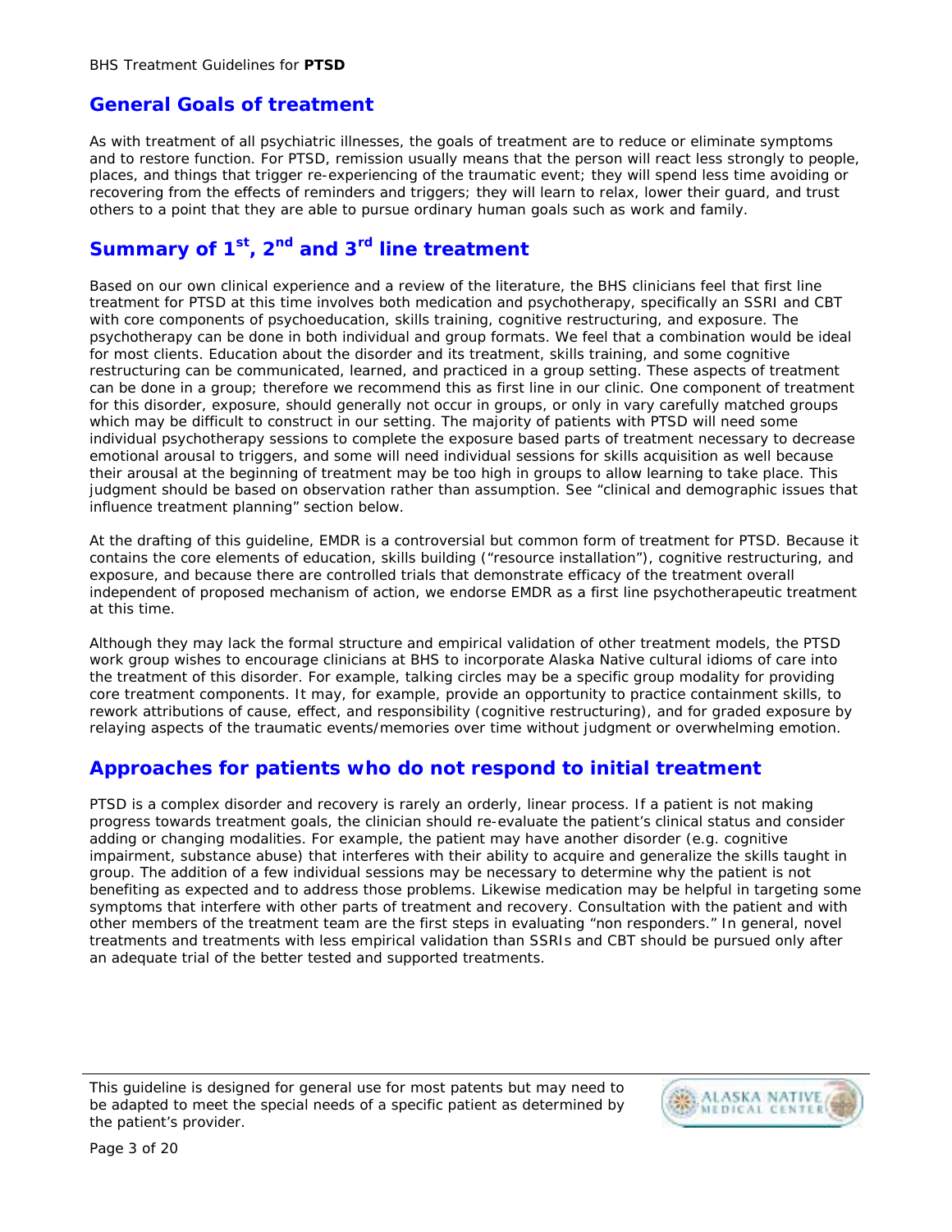## General Goals of treatment

As with treatment of all psychiatric illnesses, the goals of treatment are to reduce or eliminate symptoms and to restore function. For PTSD, remission usually means that the person will react less strongly to people, places, and things that trigger re-experiencing of the traumatic event; they will spend less time avoiding or recovering from the effects of reminders and triggers; they will learn to relax, lower their guard, and trust others to a point that they are able to pursue ordinary human goals such as work and family.

## Summary of 1st, 2nd and 3rd line treatment

Based on our own clinical experience and a review of the literature, the BHS clinicians feel that first line treatment for PTSD at this time involves both medication and psychotherapy, specifically an SSRI and CBT with core components of psychoeducation, skills training, cognitive restructuring, and exposure. The psychotherapy can be done in both individual and group formats. We feel that a combination would be ideal for most clients. Education about the disorder and its treatment, skills training, and some cognitive restructuring can be communicated, learned, and practiced in a group setting. These aspects of treatment can be done in a group; therefore we recommend this as first line in our clinic. One component of treatment for this disorder, exposure, should generally not occur in groups, or only in vary carefully matched groups which may be difficult to construct in our setting. The majority of patients with PTSD will need some individual psychotherapy sessions to complete the exposure based parts of treatment necessary to decrease emotional arousal to triggers, and some will need individual sessions for skills acquisition as well because their arousal at the beginning of treatment may be too high in groups to allow learning to take place. This judgment should be based on observation rather than assumption. See "clinical and demographic issues that influence treatment planning" section below.

At the drafting of this guideline, EMDR is a controversial but common form of treatment for PTSD. Because it contains the core elements of education, skills building ("resource installation"), cognitive restructuring, and exposure, and because there are controlled trials that demonstrate efficacy of the treatment overall independent of proposed mechanism of action, we endorse EMDR as a first line psychotherapeutic treatment at this time.

Although they may lack the formal structure and empirical validation of other treatment models, the PTSD work group wishes to encourage clinicians at BHS to incorporate Alaska Native cultural idioms of care into the treatment of this disorder. For example, talking circles may be a specific group modality for providing core treatment components. It may, for example, provide an opportunity to practice containment skills, to rework attributions of cause, effect, and responsibility (cognitive restructuring), and for graded exposure by relaying aspects of the traumatic events/memories over time without judgment or overwhelming emotion.

## Approaches for patients who do not respond to initial treatment

PTSD is a complex disorder and recovery is rarely an orderly, linear process. If a patient is not making progress towards treatment goals, the clinician should re-evaluate the patient's clinical status and consider adding or changing modalities. For example, the patient may have another disorder (e.g. cognitive impairment, substance abuse) that interferes with their ability to acquire and generalize the skills taught in group. The addition of a few individual sessions may be necessary to determine why the patient is not benefiting as expected and to address those problems. Likewise medication may be helpful in targeting some symptoms that interfere with other parts of treatment and recovery. Consultation with the patient and with other members of the treatment team are the first steps in evaluating "non responders." In general, novel treatments and treatments with less empirical validation than SSRIs and CBT should be pursued only after an adequate trial of the better tested and supported treatments.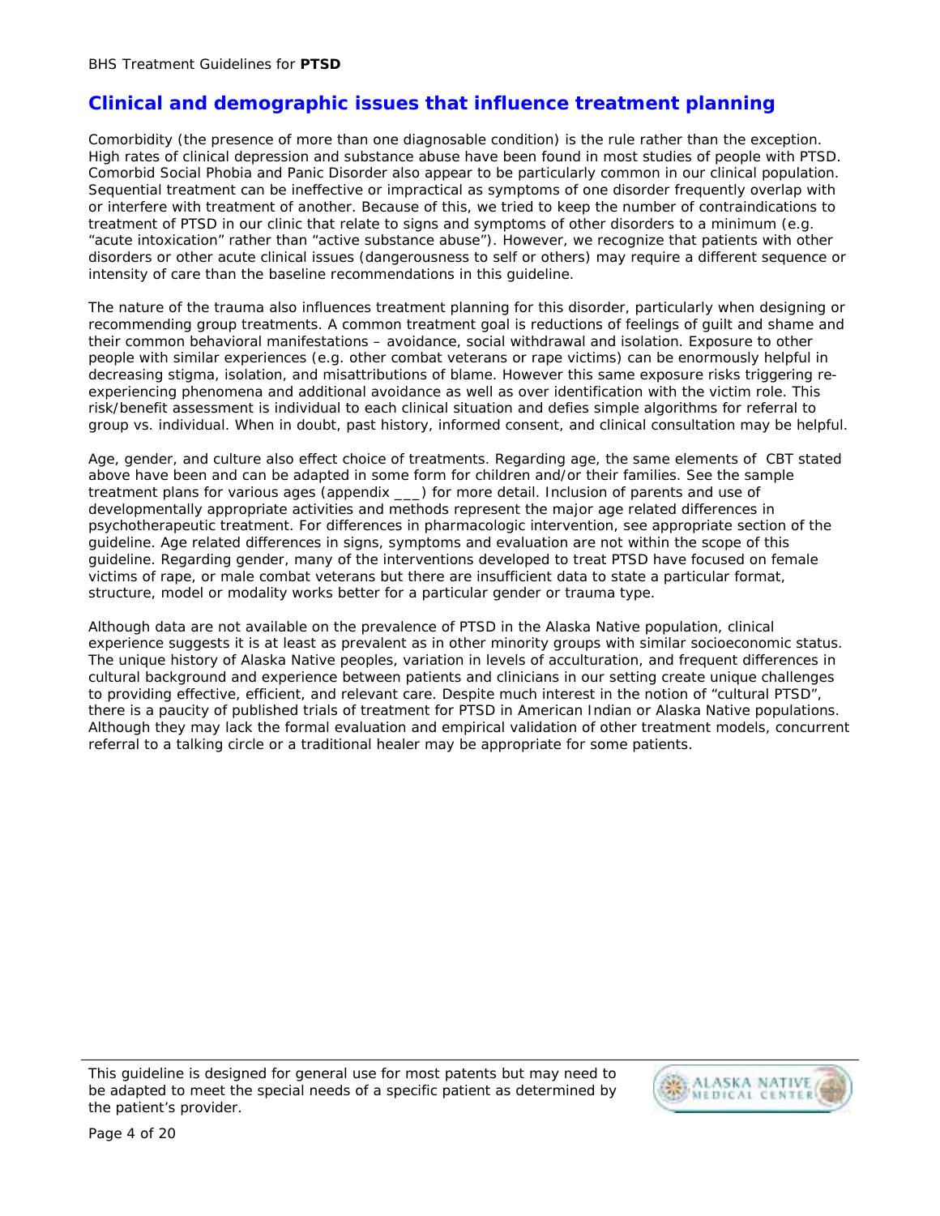## Clinical and demographic issues that influence treatment planning

Comorbidity (the presence of more than one diagnosable condition) is the rule rather than the exception. High rates of clinical depression and substance abuse have been found in most studies of people with PTSD. Comorbid Social Phobia and Panic Disorder also appear to be particularly common in our clinical population. Sequential treatment can be ineffective or impractical as symptoms of one disorder frequently overlap with or interfere with treatment of another. Because of this, we tried to keep the number of contraindications to treatment of PTSD in our clinic that relate to signs and symptoms of other disorders to a minimum (e.g. "acute intoxication" rather than "active substance abuse"). However, we recognize that patients with other disorders or other acute clinical issues (dangerousness to self or others) may require a different sequence or intensity of care than the baseline recommendations in this guideline.

The nature of the trauma also influences treatment planning for this disorder, particularly when designing or recommending group treatments. A common treatment goal is reductions of feelings of guilt and shame and their common behavioral manifestations – avoidance, social withdrawal and isolation. Exposure to other people with similar experiences (e.g. other combat veterans or rape victims) can be enormously helpful in decreasing stigma, isolation, and misattributions of blame. However this same exposure risks triggering re-experiencing phenomena and additional avoidance as well as over identification with the victim role. This risk/benefit assessment is individual to each clinical situation and defies simple algorithms for referral to group vs. individual. When in doubt, past history, informed consent, and clinical consultation may be helpful.

Age, gender, and culture also effect choice of treatments. Regarding age, the same elements of CBT stated above have been and can be adapted in some form for children and/or their families. See the sample treatment plans for various ages (appendix ___) for more detail. Inclusion of parents and use of developmentally appropriate activities and methods represent the major age related differences in psychotherapeutic treatment. For differences in pharmacologic intervention, see appropriate section of the guideline. Age related differences in signs, symptoms and evaluation are not within the scope of this guideline. Regarding gender, many of the interventions developed to treat PTSD have focused on female victims of rape, or male combat veterans but there are insufficient data to state a particular format, structure, model or modality works better for a particular gender or trauma type.

Although data are not available on the prevalence of PTSD in the Alaska Native population, clinical experience suggests it is at least as prevalent as in other minority groups with similar socioeconomic status. The unique history of Alaska Native peoples, variation in levels of acculturation, and frequent differences in cultural background and experience between patients and clinicians in our setting create unique challenges to providing effective, efficient, and relevant care. Despite much interest in the notion of "cultural PTSD", there is a paucity of published trials of treatment for PTSD in American Indian or Alaska Native populations. Although they may lack the formal evaluation and empirical validation of other treatment models, concurrent referral to a talking circle or a traditional healer may be appropriate for some patients.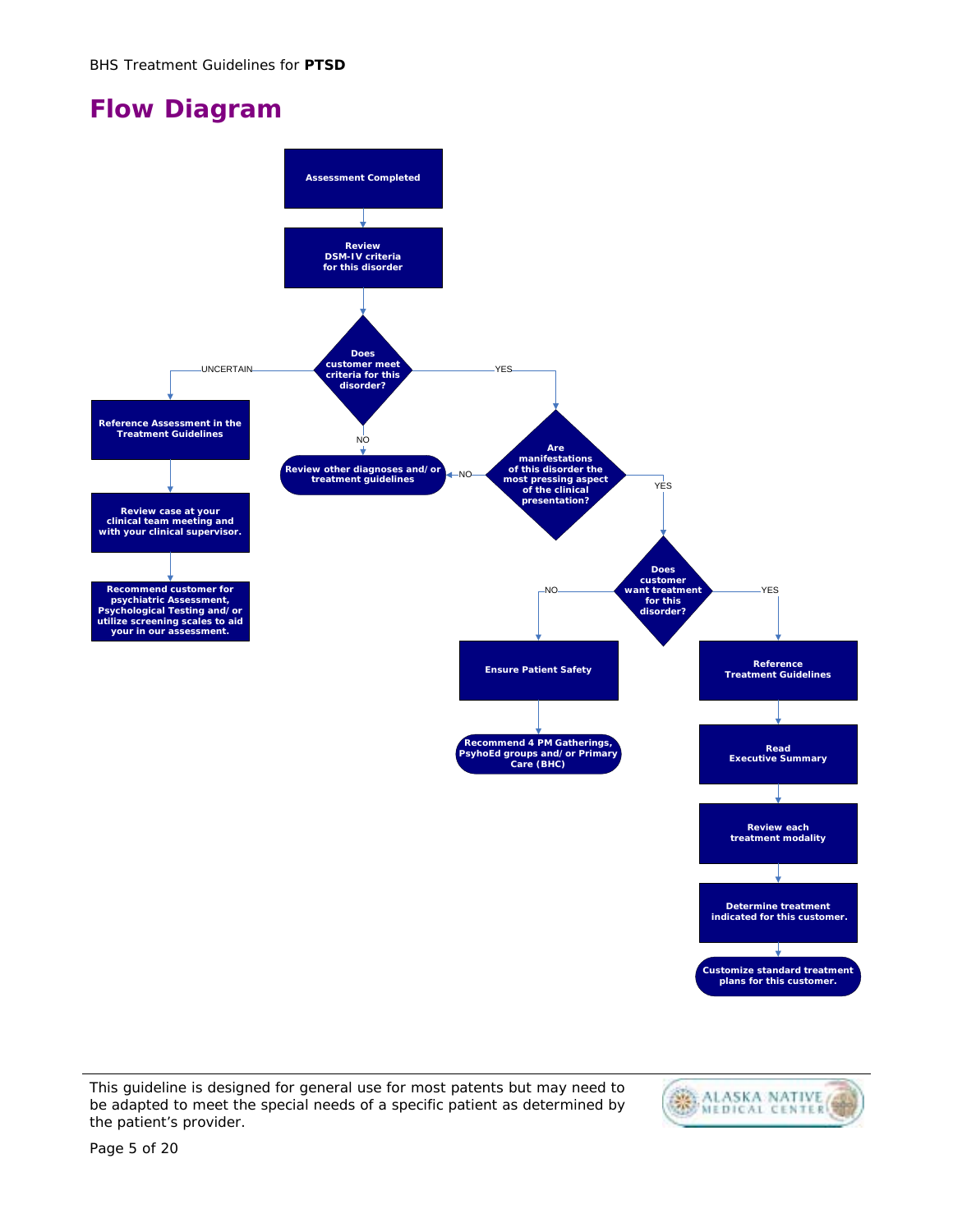# Flow Diagram

Assessment Completed

↓

Review DSM-IV criteria for this disorder

↓

**Does customer meet criteria for this disorder?**

- **UNCERTAIN:**
  - Reference Assessment in the Treatment Guidelines
  - Review case at your clinical team meeting and with your clinical supervisor.
  - Recommend customer for psychiatric Assessment, Psychological Testing and/or utilize screening scales to aid your in our assessment.
- **NO:**
  - Review other diagnoses and/or treatment guidelines
- **YES:**
  - **Are manifestations of this disorder the most pressing aspect of the clinical presentation?**
    - **NO:** Review other diagnoses and/or treatment guidelines
    - **YES:**
      - **Does customer want treatment for this disorder?**
        - **NO:**
          - Ensure Patient Safety
          - Recommend 4 PM Gatherings, PsyhoEd groups and/or Primary Care (BHC)
        - **YES:**
          - Reference Treatment Guidelines
          - Read Executive Summary
          - Review each treatment modality
          - Determine treatment indicated for this customer.
          - Customize standard treatment plans for this customer.

This guideline is designed for general use for most patents but may need to be adapted to meet the special needs of a specific patient as determined by the patient's provider.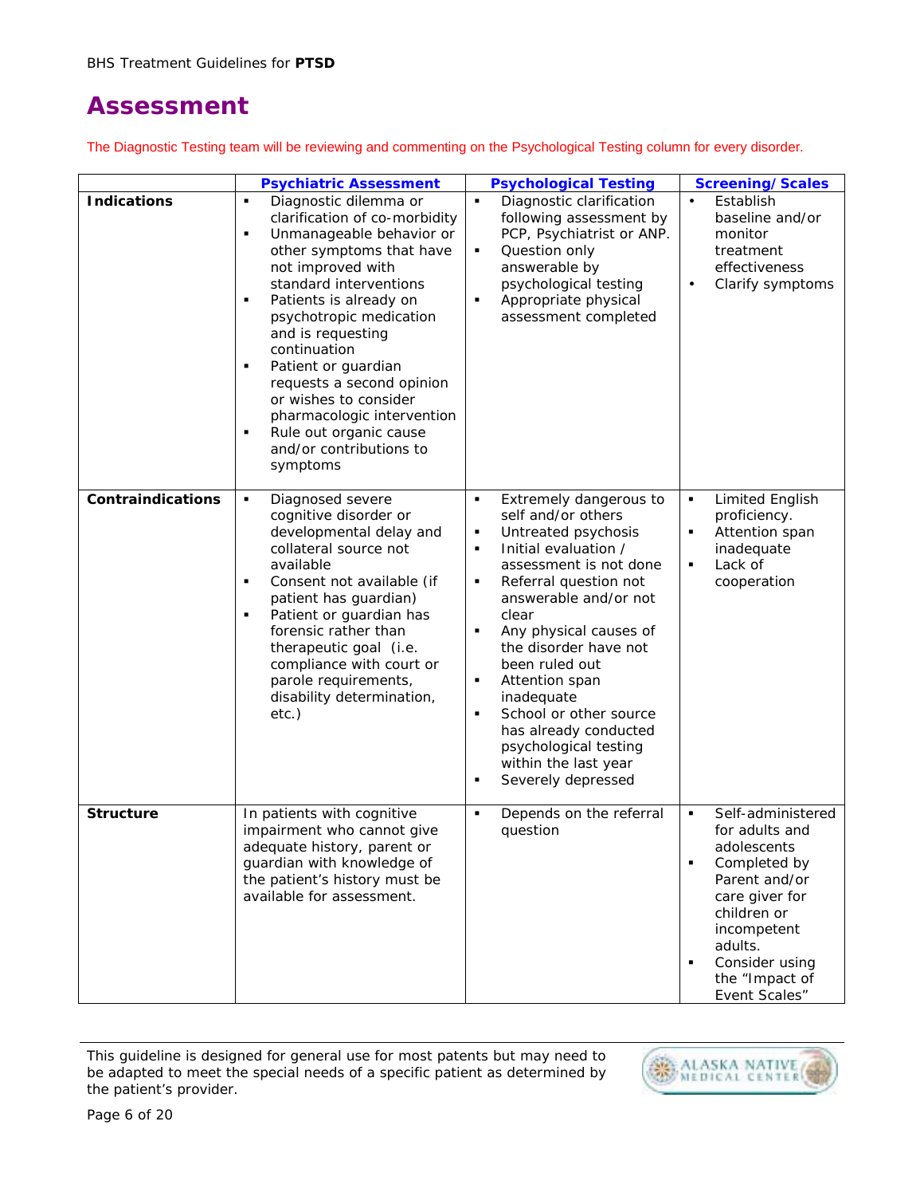# Assessment

The Diagnostic Testing team will be reviewing and commenting on the Psychological Testing column for every disorder.

| | Psychiatric Assessment | Psychological Testing | Screening/Scales |
|---|---|---|---|
| **Indications** | ▪ Diagnostic dilemma or clarification of co-morbidity<br>▪ Unmanageable behavior or other symptoms that have not improved with standard interventions<br>▪ Patients is already on psychotropic medication and is requesting continuation<br>▪ Patient or guardian requests a second opinion or wishes to consider pharmacologic intervention<br>▪ Rule out organic cause and/or contributions to symptoms | ▪ Diagnostic clarification following assessment by PCP, Psychiatrist or ANP.<br>▪ Question only answerable by psychological testing<br>▪ Appropriate physical assessment completed | • Establish baseline and/or monitor treatment effectiveness<br>• Clarify symptoms |
| **Contraindications** | ▪ Diagnosed severe cognitive disorder or developmental delay and collateral source not available<br>▪ Consent not available (if patient has guardian)<br>▪ Patient or guardian has forensic rather than therapeutic goal (i.e. compliance with court or parole requirements, disability determination, etc.) | ▪ Extremely dangerous to self and/or others<br>▪ Untreated psychosis<br>▪ Initial evaluation / assessment is not done<br>▪ Referral question not answerable and/or not clear<br>▪ Any physical causes of the disorder have not been ruled out<br>▪ Attention span inadequate<br>▪ School or other source has already conducted psychological testing within the last year<br>▪ Severely depressed | ▪ Limited English proficiency.<br>▪ Attention span inadequate<br>▪ Lack of cooperation |
| **Structure** | In patients with cognitive impairment who cannot give adequate history, parent or guardian with knowledge of the patient's history must be available for assessment. | ▪ Depends on the referral question | ▪ Self-administered for adults and adolescents<br>▪ Completed by Parent and/or care giver for children or incompetent adults.<br>▪ Consider using the "Impact of Event Scales" |

This guideline is designed for general use for most patents but may need to be adapted to meet the special needs of a specific patient as determined by the patient's provider.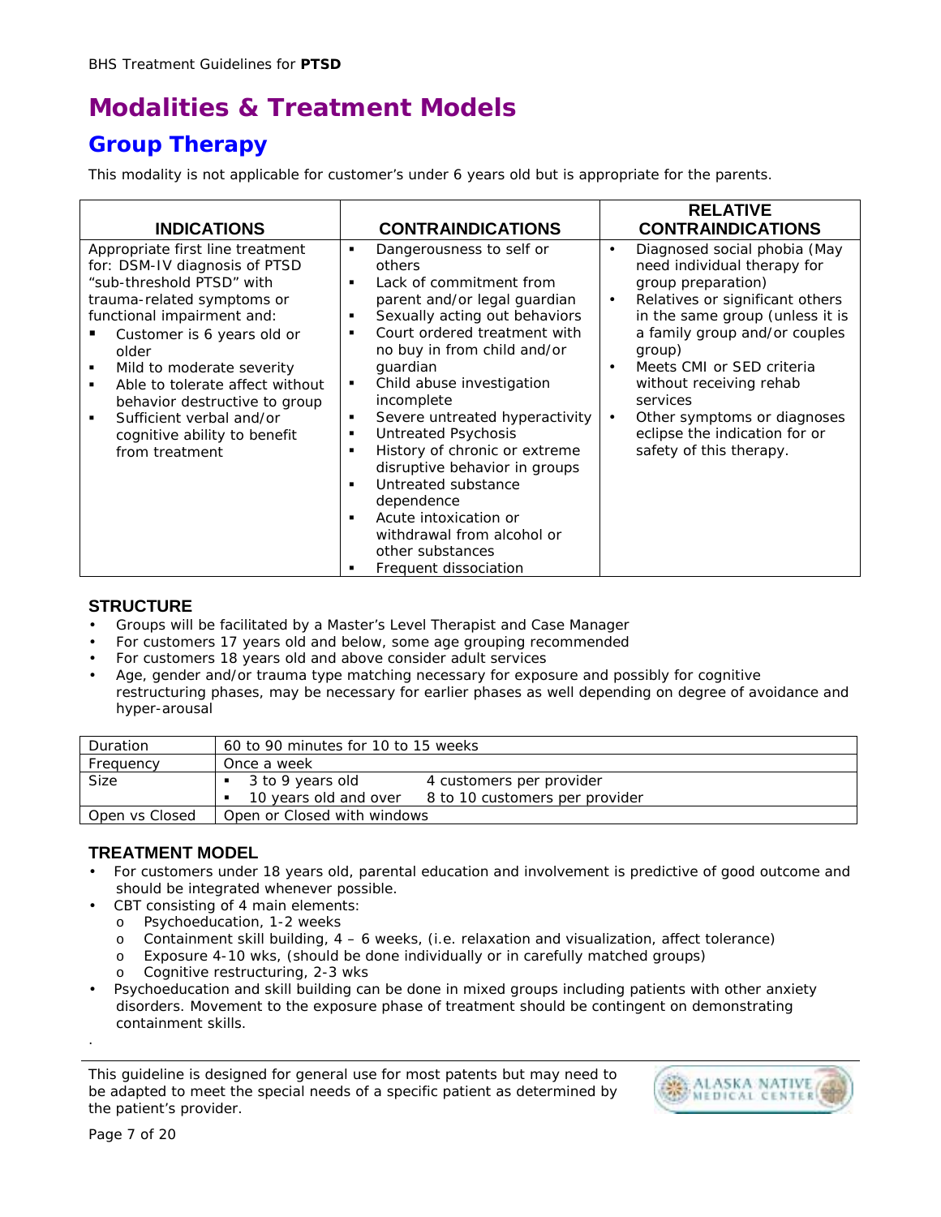# Modalities & Treatment Models

## Group Therapy

This modality is not applicable for customer's under 6 years old but is appropriate for the parents.

| INDICATIONS | CONTRAINDICATIONS | RELATIVE CONTRAINDICATIONS |
|---|---|---|
| Appropriate first line treatment for: DSM-IV diagnosis of PTSD "sub-threshold PTSD" with trauma-related symptoms or functional impairment and:<br>▪ Customer is 6 years old or older<br>▪ Mild to moderate severity<br>▪ Able to tolerate affect without behavior destructive to group<br>▪ Sufficient verbal and/or cognitive ability to benefit from treatment | ▪ Dangerousness to self or others<br>▪ Lack of commitment from parent and/or legal guardian<br>▪ Sexually acting out behaviors<br>▪ Court ordered treatment with no buy in from child and/or guardian<br>▪ Child abuse investigation incomplete<br>▪ Severe untreated hyperactivity<br>▪ Untreated Psychosis<br>▪ History of chronic or extreme disruptive behavior in groups<br>▪ Untreated substance dependence<br>▪ Acute intoxication or withdrawal from alcohol or other substances<br>▪ Frequent dissociation | • Diagnosed social phobia (May need individual therapy for group preparation)<br>• Relatives or significant others in the same group (unless it is a family group and/or couples group)<br>• Meets CMI or SED criteria without receiving rehab services<br>• Other symptoms or diagnoses eclipse the indication for or safety of this therapy. |

### STRUCTURE

- Groups will be facilitated by a Master's Level Therapist and Case Manager
- For customers 17 years old and below, some age grouping recommended
- For customers 18 years old and above consider adult services
- Age, gender and/or trauma type matching necessary for exposure and possibly for cognitive restructuring phases, may be necessary for earlier phases as well depending on degree of avoidance and hyper-arousal

| | |
|---|---|
| Duration | 60 to 90 minutes for 10 to 15 weeks |
| Frequency | Once a week |
| Size | ▪ 3 to 9 years old — 4 customers per provider<br>▪ 10 years old and over — 8 to 10 customers per provider |
| Open vs Closed | Open or Closed with windows |

### TREATMENT MODEL

- For customers under 18 years old, parental education and involvement is predictive of good outcome and should be integrated whenever possible.
- CBT consisting of 4 main elements:
  - Psychoeducation, 1-2 weeks
  - Containment skill building, 4 – 6 weeks, (i.e. relaxation and visualization, affect tolerance)
  - Exposure 4-10 wks, (should be done individually or in carefully matched groups)
  - Cognitive restructuring, 2-3 wks
- Psychoeducation and skill building can be done in mixed groups including patients with other anxiety disorders. Movement to the exposure phase of treatment should be contingent on demonstrating containment skills.

.

This guideline is designed for general use for most patents but may need to be adapted to meet the special needs of a specific patient as determined by the patient's provider.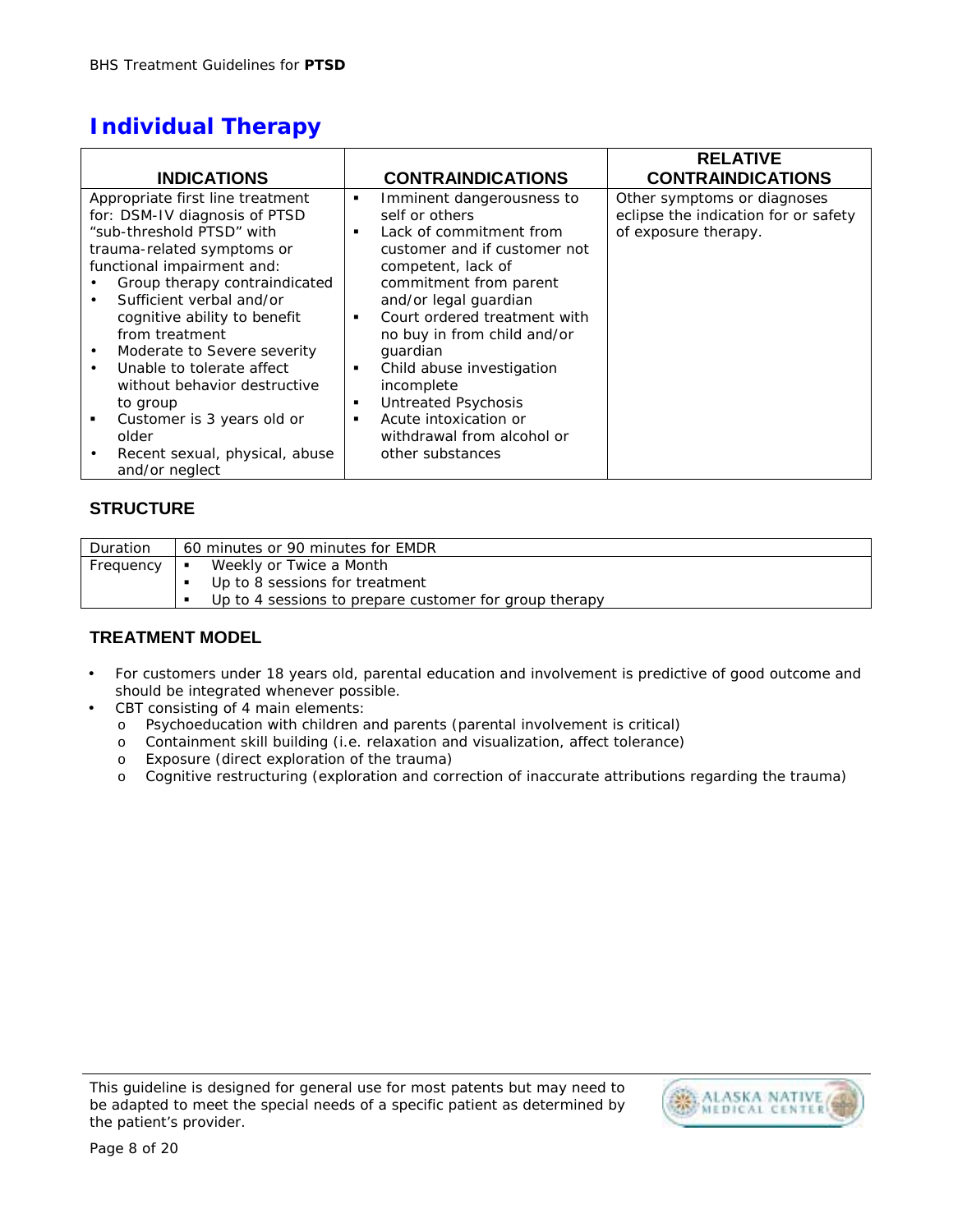# Individual Therapy

| INDICATIONS | CONTRAINDICATIONS | RELATIVE CONTRAINDICATIONS |
|---|---|---|
| Appropriate first line treatment for: DSM-IV diagnosis of PTSD "sub-threshold PTSD" with trauma-related symptoms or functional impairment and:<br>• Group therapy contraindicated<br>• Sufficient verbal and/or cognitive ability to benefit from treatment<br>• Moderate to Severe severity<br>• Unable to tolerate affect without behavior destructive to group<br>▪ Customer is 3 years old or older<br>• Recent sexual, physical, abuse and/or neglect | ▪ Imminent dangerousness to self or others<br>▪ Lack of commitment from customer and if customer not competent, lack of commitment from parent and/or legal guardian<br>▪ Court ordered treatment with no buy in from child and/or guardian<br>▪ Child abuse investigation incomplete<br>▪ Untreated Psychosis<br>▪ Acute intoxication or withdrawal from alcohol or other substances | Other symptoms or diagnoses eclipse the indication for or safety of exposure therapy. |

## STRUCTURE

| Duration | 60 minutes or 90 minutes for EMDR |
|---|---|
| Frequency | ▪ Weekly or Twice a Month<br>▪ Up to 8 sessions for treatment<br>▪ Up to 4 sessions to prepare customer for group therapy |

## TREATMENT MODEL

- For customers under 18 years old, parental education and involvement is predictive of good outcome and should be integrated whenever possible.
- CBT consisting of 4 main elements:
  - Psychoeducation with children and parents (parental involvement is critical)
  - Containment skill building (i.e. relaxation and visualization, affect tolerance)
  - Exposure (direct exploration of the trauma)
  - Cognitive restructuring (exploration and correction of inaccurate attributions regarding the trauma)

This guideline is designed for general use for most patents but may need to be adapted to meet the special needs of a specific patient as determined by the patient's provider.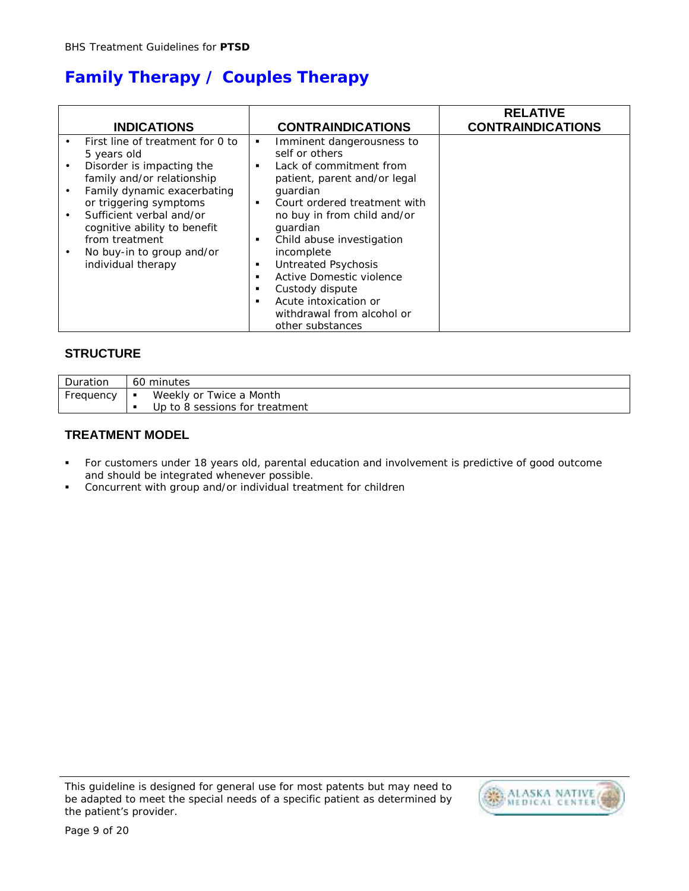# Family Therapy / Couples Therapy

| INDICATIONS | CONTRAINDICATIONS | RELATIVE CONTRAINDICATIONS |
|---|---|---|
| • First line of treatment for 0 to 5 years old<br>• Disorder is impacting the family and/or relationship<br>• Family dynamic exacerbating or triggering symptoms<br>• Sufficient verbal and/or cognitive ability to benefit from treatment<br>• No buy-in to group and/or individual therapy | ▪ Imminent dangerousness to self or others<br>▪ Lack of commitment from patient, parent and/or legal guardian<br>▪ Court ordered treatment with no buy in from child and/or guardian<br>▪ Child abuse investigation incomplete<br>▪ Untreated Psychosis<br>▪ Active Domestic violence<br>▪ Custody dispute<br>▪ Acute intoxication or withdrawal from alcohol or other substances | |

## STRUCTURE

| Duration | 60 minutes |
|---|---|
| Frequency | ▪ Weekly or Twice a Month<br>▪ Up to 8 sessions for treatment |

## TREATMENT MODEL

- For customers under 18 years old, parental education and involvement is predictive of good outcome and should be integrated whenever possible.
- Concurrent with group and/or individual treatment for children

This guideline is designed for general use for most patents but may need to be adapted to meet the special needs of a specific patient as determined by the patient's provider.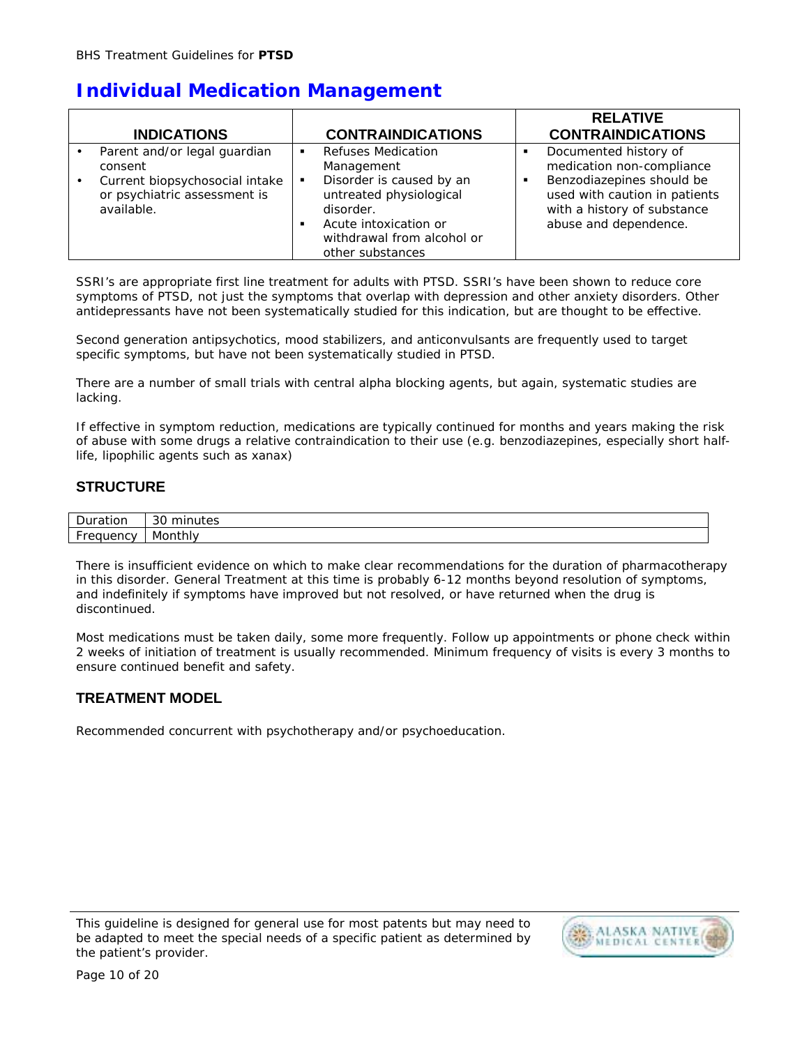# Individual Medication Management

| INDICATIONS | CONTRAINDICATIONS | RELATIVE CONTRAINDICATIONS |
|---|---|---|
| • Parent and/or legal guardian consent<br>• Current biopsychosocial intake or psychiatric assessment is available. | ▪ Refuses Medication Management<br>▪ Disorder is caused by an untreated physiological disorder.<br>▪ Acute intoxication or withdrawal from alcohol or other substances | ▪ Documented history of medication non-compliance<br>▪ Benzodiazepines should be used with caution in patients with a history of substance abuse and dependence. |

SSRI's are appropriate first line treatment for adults with PTSD. SSRI's have been shown to reduce core symptoms of PTSD, not just the symptoms that overlap with depression and other anxiety disorders. Other antidepressants have not been systematically studied for this indication, but are thought to be effective.

Second generation antipsychotics, mood stabilizers, and anticonvulsants are frequently used to target specific symptoms, but have not been systematically studied in PTSD.

There are a number of small trials with central alpha blocking agents, but again, systematic studies are lacking.

If effective in symptom reduction, medications are typically continued for months and years making the risk of abuse with some drugs a relative contraindication to their use (e.g. benzodiazepines, especially short half-life, lipophilic agents such as xanax)

## STRUCTURE

| Duration | 30 minutes |
|---|---|
| Frequency | Monthly |

There is insufficient evidence on which to make clear recommendations for the duration of pharmacotherapy in this disorder. General Treatment at this time is probably 6-12 months beyond resolution of symptoms, and indefinitely if symptoms have improved but not resolved, or have returned when the drug is discontinued.

Most medications must be taken daily, some more frequently. Follow up appointments or phone check within 2 weeks of initiation of treatment is usually recommended. Minimum frequency of visits is every 3 months to ensure continued benefit and safety.

## TREATMENT MODEL

Recommended concurrent with psychotherapy and/or psychoeducation.

This guideline is designed for general use for most patents but may need to be adapted to meet the special needs of a specific patient as determined by the patient's provider.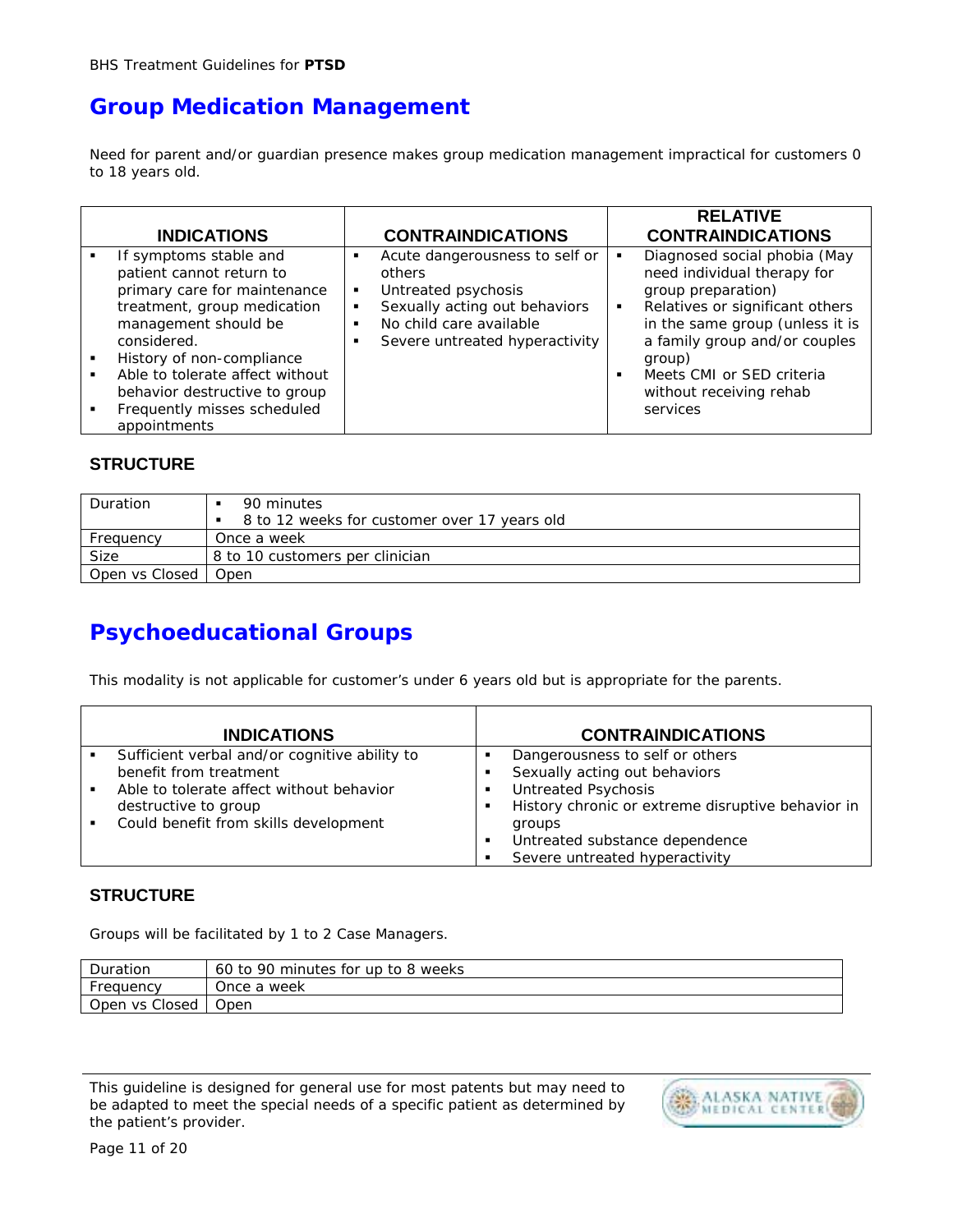## Group Medication Management

Need for parent and/or guardian presence makes group medication management impractical for customers 0 to 18 years old.

| INDICATIONS | CONTRAINDICATIONS | RELATIVE CONTRAINDICATIONS |
|---|---|---|
| ▪ If symptoms stable and patient cannot return to primary care for maintenance treatment, group medication management should be considered.<br>▪ History of non-compliance<br>▪ Able to tolerate affect without behavior destructive to group<br>▪ Frequently misses scheduled appointments | ▪ Acute dangerousness to self or others<br>▪ Untreated psychosis<br>▪ Sexually acting out behaviors<br>▪ No child care available<br>▪ Severe untreated hyperactivity | ▪ Diagnosed social phobia (May need individual therapy for group preparation)<br>▪ Relatives or significant others in the same group (unless it is a family group and/or couples group)<br>▪ Meets CMI or SED criteria without receiving rehab services |

### STRUCTURE

| | |
|---|---|
| Duration | ▪ 90 minutes<br>▪ 8 to 12 weeks for customer over 17 years old |
| Frequency | Once a week |
| Size | 8 to 10 customers per clinician |
| Open vs Closed | Open |

## Psychoeducational Groups

This modality is not applicable for customer's under 6 years old but is appropriate for the parents.

| INDICATIONS | CONTRAINDICATIONS |
|---|---|
| ▪ Sufficient verbal and/or cognitive ability to benefit from treatment<br>▪ Able to tolerate affect without behavior destructive to group<br>▪ Could benefit from skills development | ▪ Dangerousness to self or others<br>▪ Sexually acting out behaviors<br>▪ Untreated Psychosis<br>▪ History chronic or extreme disruptive behavior in groups<br>▪ Untreated substance dependence<br>▪ Severe untreated hyperactivity |

### STRUCTURE

Groups will be facilitated by 1 to 2 Case Managers.

| | |
|---|---|
| Duration | 60 to 90 minutes for up to 8 weeks |
| Frequency | Once a week |
| Open vs Closed | Open |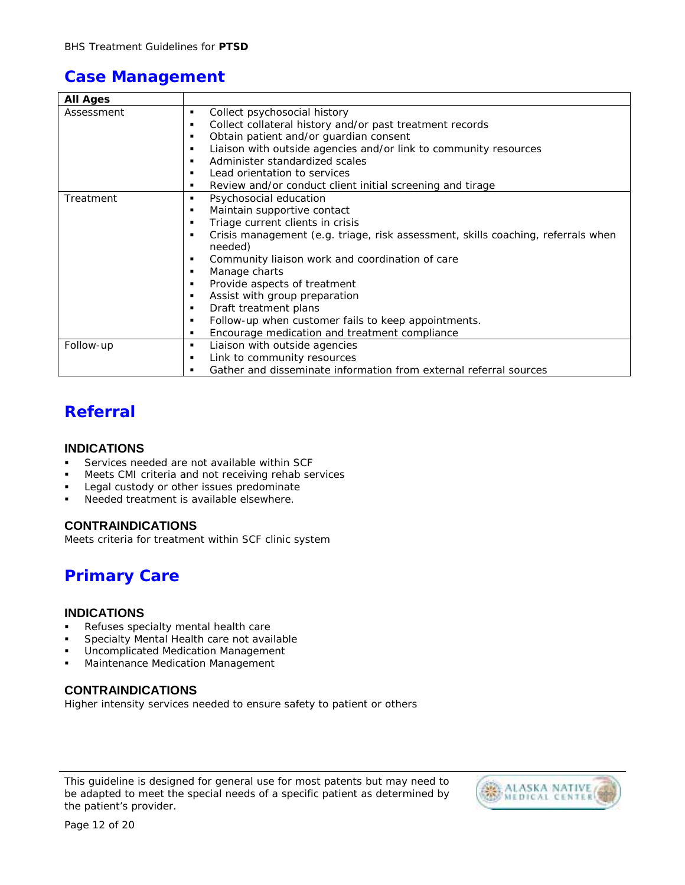## Case Management

| All Ages | |
|---|---|
| Assessment | ▪ Collect psychosocial history<br>▪ Collect collateral history and/or past treatment records<br>▪ Obtain patient and/or guardian consent<br>▪ Liaison with outside agencies and/or link to community resources<br>▪ Administer standardized scales<br>▪ Lead orientation to services<br>▪ Review and/or conduct client initial screening and tirage |
| Treatment | ▪ Psychosocial education<br>▪ Maintain supportive contact<br>▪ Triage current clients in crisis<br>▪ Crisis management (e.g. triage, risk assessment, skills coaching, referrals when needed)<br>▪ Community liaison work and coordination of care<br>▪ Manage charts<br>▪ Provide aspects of treatment<br>▪ Assist with group preparation<br>▪ Draft treatment plans<br>▪ Follow-up when customer fails to keep appointments.<br>▪ Encourage medication and treatment compliance |
| Follow-up | ▪ Liaison with outside agencies<br>▪ Link to community resources<br>▪ Gather and disseminate information from external referral sources |

## Referral

### INDICATIONS

- Services needed are not available within SCF
- Meets CMI criteria and not receiving rehab services
- Legal custody or other issues predominate
- Needed treatment is available elsewhere.

### CONTRAINDICATIONS

Meets criteria for treatment within SCF clinic system

## Primary Care

### INDICATIONS

- Refuses specialty mental health care
- Specialty Mental Health care not available
- Uncomplicated Medication Management
- Maintenance Medication Management

### CONTRAINDICATIONS

Higher intensity services needed to ensure safety to patient or others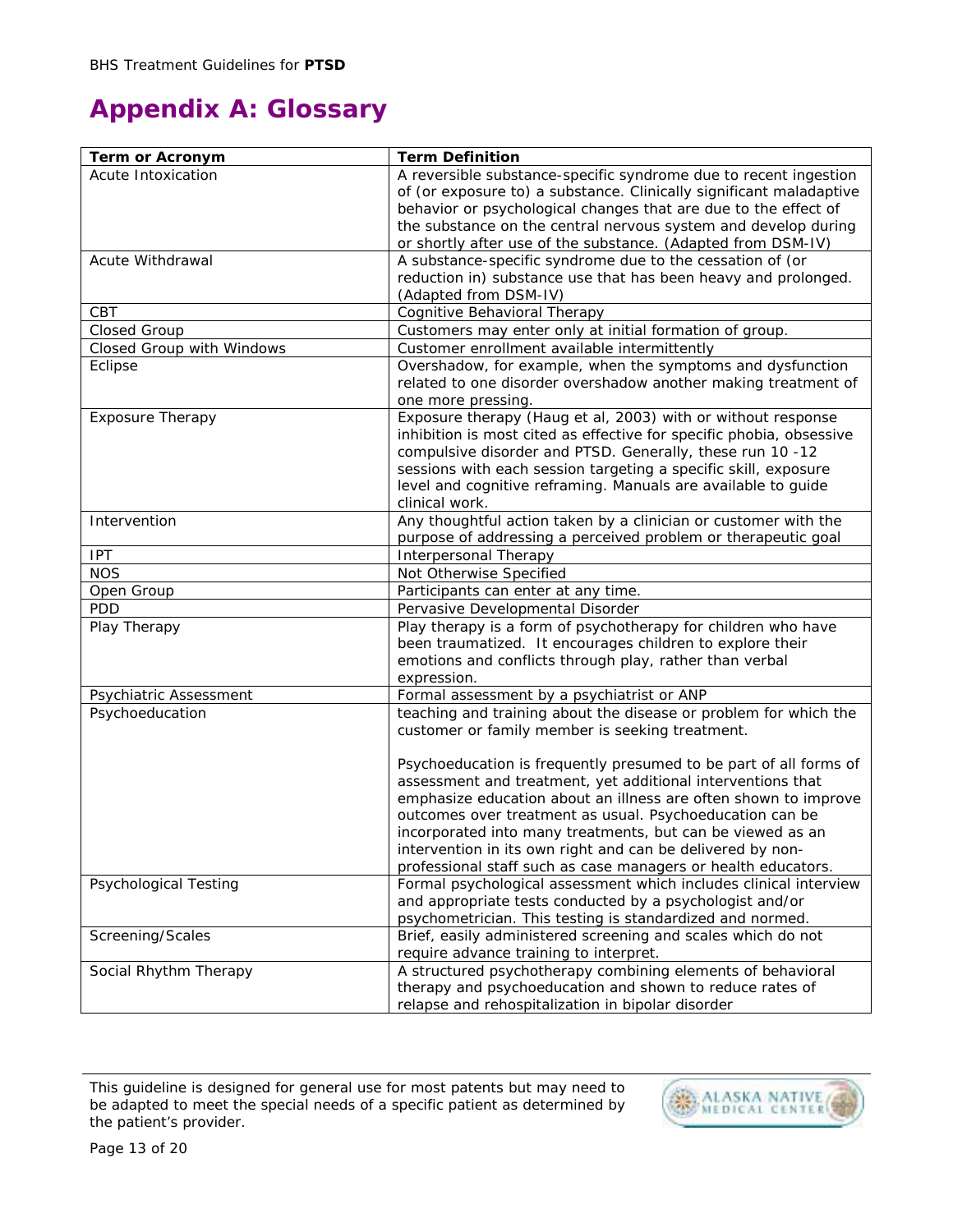# Appendix A: Glossary

| Term or Acronym | Term Definition |
|---|---|
| Acute Intoxication | A reversible substance-specific syndrome due to recent ingestion of (or exposure to) a substance. Clinically significant maladaptive behavior or psychological changes that are due to the effect of the substance on the central nervous system and develop during or shortly after use of the substance. (Adapted from DSM-IV) |
| Acute Withdrawal | A substance-specific syndrome due to the cessation of (or reduction in) substance use that has been heavy and prolonged. (Adapted from DSM-IV) |
| CBT | Cognitive Behavioral Therapy |
| Closed Group | Customers may enter only at initial formation of group. |
| Closed Group with Windows | Customer enrollment available intermittently |
| Eclipse | Overshadow, for example, when the symptoms and dysfunction related to one disorder overshadow another making treatment of one more pressing. |
| Exposure Therapy | Exposure therapy (Haug et al, 2003) with or without response inhibition is most cited as effective for specific phobia, obsessive compulsive disorder and PTSD. Generally, these run 10 -12 sessions with each session targeting a specific skill, exposure level and cognitive reframing. Manuals are available to guide clinical work. |
| Intervention | Any thoughtful action taken by a clinician or customer with the purpose of addressing a perceived problem or therapeutic goal |
| IPT | Interpersonal Therapy |
| NOS | Not Otherwise Specified |
| Open Group | Participants can enter at any time. |
| PDD | Pervasive Developmental Disorder |
| Play Therapy | Play therapy is a form of psychotherapy for children who have been traumatized. It encourages children to explore their emotions and conflicts through play, rather than verbal expression. |
| Psychiatric Assessment | Formal assessment by a psychiatrist or ANP |
| Psychoeducation | teaching and training about the disease or problem for which the customer or family member is seeking treatment.<br><br>Psychoeducation is frequently presumed to be part of all forms of assessment and treatment, yet additional interventions that emphasize education about an illness are often shown to improve outcomes over treatment as usual. Psychoeducation can be incorporated into many treatments, but can be viewed as an intervention in its own right and can be delivered by non-professional staff such as case managers or health educators. |
| Psychological Testing | Formal psychological assessment which includes clinical interview and appropriate tests conducted by a psychologist and/or psychometrician. This testing is standardized and normed. |
| Screening/Scales | Brief, easily administered screening and scales which do not require advance training to interpret. |
| Social Rhythm Therapy | A structured psychotherapy combining elements of behavioral therapy and psychoeducation and shown to reduce rates of relapse and rehospitalization in bipolar disorder |

This guideline is designed for general use for most patents but may need to be adapted to meet the special needs of a specific patient as determined by the patient's provider.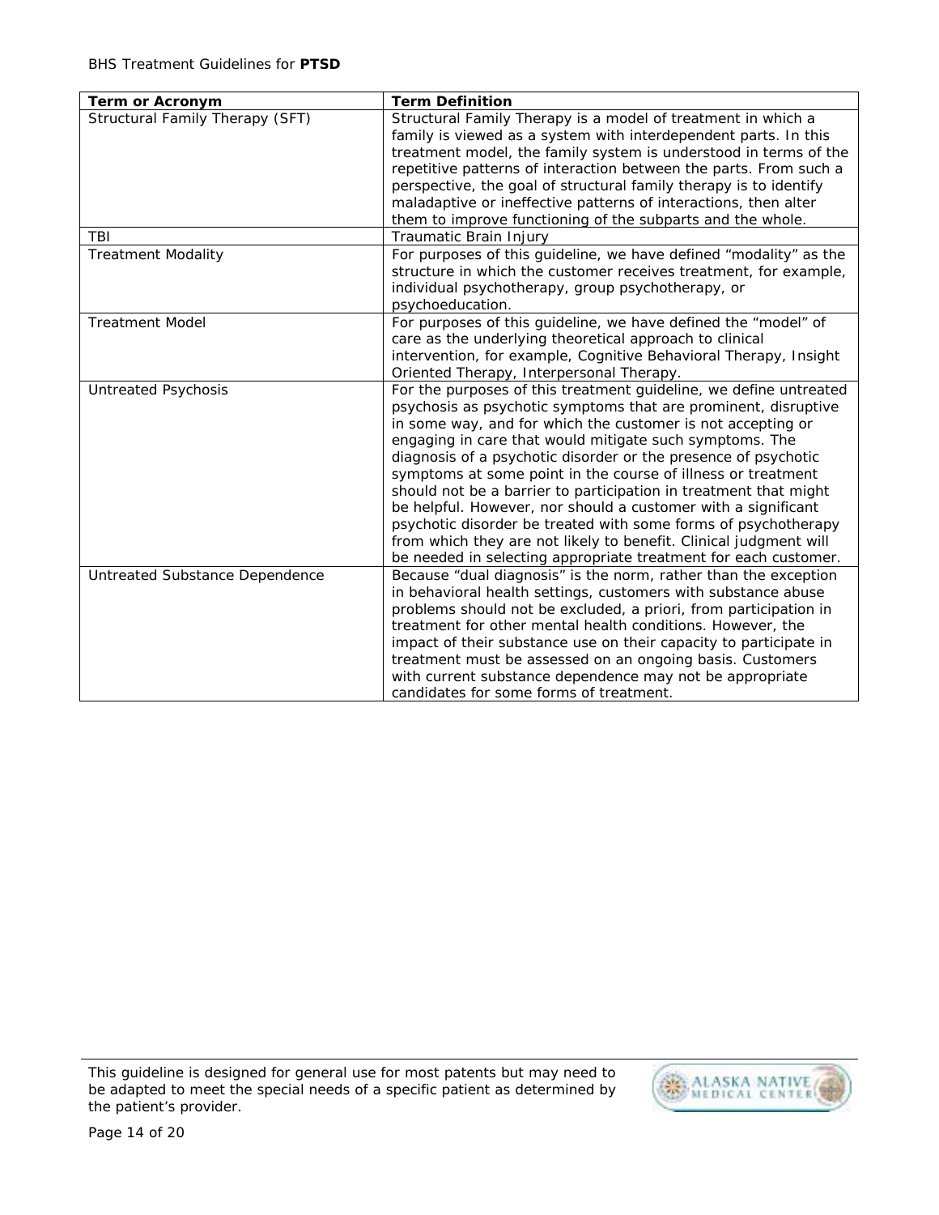| Term or Acronym | Term Definition |
| --- | --- |
| Structural Family Therapy (SFT) | Structural Family Therapy is a model of treatment in which a family is viewed as a system with interdependent parts. In this treatment model, the family system is understood in terms of the repetitive patterns of interaction between the parts. From such a perspective, the goal of structural family therapy is to identify maladaptive or ineffective patterns of interactions, then alter them to improve functioning of the subparts and the whole. |
| TBI | Traumatic Brain Injury |
| Treatment Modality | For purposes of this guideline, we have defined "modality" as the structure in which the customer receives treatment, for example, individual psychotherapy, group psychotherapy, or psychoeducation. |
| Treatment Model | For purposes of this guideline, we have defined the "model" of care as the underlying theoretical approach to clinical intervention, for example, Cognitive Behavioral Therapy, Insight Oriented Therapy, Interpersonal Therapy. |
| Untreated Psychosis | For the purposes of this treatment guideline, we define untreated psychosis as psychotic symptoms that are prominent, disruptive in some way, and for which the customer is not accepting or engaging in care that would mitigate such symptoms. The diagnosis of a psychotic disorder or the presence of psychotic symptoms at some point in the course of illness or treatment should not be a barrier to participation in treatment that might be helpful. However, nor should a customer with a significant psychotic disorder be treated with some forms of psychotherapy from which they are not likely to benefit. Clinical judgment will be needed in selecting appropriate treatment for each customer. |
| Untreated Substance Dependence | Because "dual diagnosis" is the norm, rather than the exception in behavioral health settings, customers with substance abuse problems should not be excluded, a priori, from participation in treatment for other mental health conditions. However, the impact of their substance use on their capacity to participate in treatment must be assessed on an ongoing basis. Customers with current substance dependence may not be appropriate candidates for some forms of treatment. |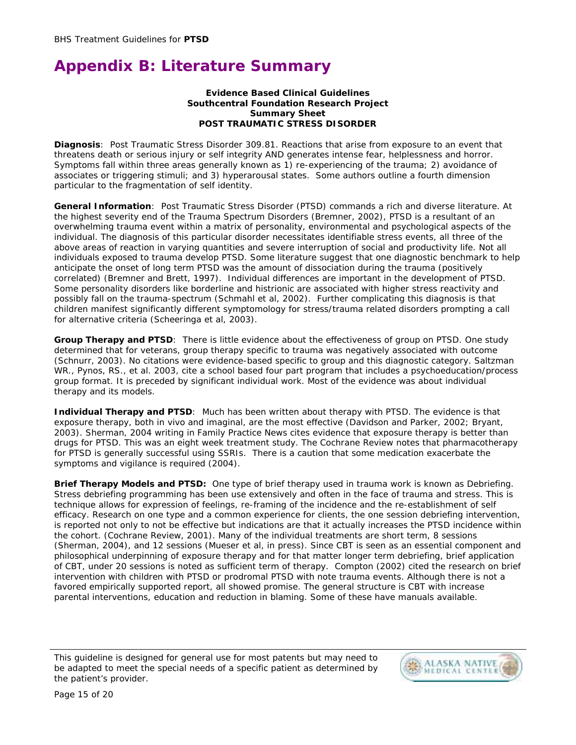# Appendix B: Literature Summary

**Evidence Based Clinical Guidelines**
**Southcentral Foundation Research Project**
**Summary Sheet**
**POST TRAUMATIC STRESS DISORDER**

**Diagnosis**: Post Traumatic Stress Disorder 309.81. Reactions that arise from exposure to an event that threatens death or serious injury or self integrity AND generates intense fear, helplessness and horror. Symptoms fall within three areas generally known as 1) re-experiencing of the trauma; 2) avoidance of associates or triggering stimuli; and 3) hyperarousal states. Some authors outline a fourth dimension particular to the fragmentation of self identity.

**General Information**: Post Traumatic Stress Disorder (PTSD) commands a rich and diverse literature. At the highest severity end of the Trauma Spectrum Disorders (Bremner, 2002), PTSD is a resultant of an overwhelming trauma event within a matrix of personality, environmental and psychological aspects of the individual. The diagnosis of this particular disorder necessitates identifiable stress events, all three of the above areas of reaction in varying quantities and severe interruption of social and productivity life. Not all individuals exposed to trauma develop PTSD. Some literature suggest that one diagnostic benchmark to help anticipate the onset of long term PTSD was the amount of dissociation during the trauma (positively correlated) (Bremner and Brett, 1997). Individual differences are important in the development of PTSD. Some personality disorders like borderline and histrionic are associated with higher stress reactivity and possibly fall on the trauma-spectrum (Schmahl et al, 2002). Further complicating this diagnosis is that children manifest significantly different symptomology for stress/trauma related disorders prompting a call for alternative criteria (Scheeringa et al, 2003).

**Group Therapy and PTSD**: There is little evidence about the effectiveness of group on PTSD. One study determined that for veterans, group therapy specific to trauma was negatively associated with outcome (Schnurr, 2003). No citations were evidence-based specific to group and this diagnostic category. Saltzman WR., Pynos, RS., et al. 2003, cite a school based four part program that includes a psychoeducation/process group format. It is preceded by significant individual work. Most of the evidence was about individual therapy and its models.

**Individual Therapy and PTSD**: Much has been written about therapy with PTSD. The evidence is that exposure therapy, both in vivo and imaginal, are the most effective (Davidson and Parker, 2002; Bryant, 2003). Sherman, 2004 writing in Family Practice News cites evidence that exposure therapy is better than drugs for PTSD. This was an eight week treatment study. The Cochrane Review notes that pharmacotherapy for PTSD is generally successful using SSRIs. There is a caution that some medication exacerbate the symptoms and vigilance is required (2004).

**Brief Therapy Models and PTSD:** One type of brief therapy used in trauma work is known as Debriefing. Stress debriefing programming has been use extensively and often in the face of trauma and stress. This is technique allows for expression of feelings, re-framing of the incidence and the re-establishment of self efficacy. Research on one type and a common experience for clients, the one session debriefing intervention, is reported not only to not be effective but indications are that it actually increases the PTSD incidence within the cohort. (Cochrane Review, 2001). Many of the individual treatments are short term, 8 sessions (Sherman, 2004), and 12 sessions (Mueser et al, in press). Since CBT is seen as an essential component and philosophical underpinning of exposure therapy and for that matter longer term debriefing, brief application of CBT, under 20 sessions is noted as sufficient term of therapy. Compton (2002) cited the research on brief intervention with children with PTSD or prodromal PTSD with note trauma events. Although there is not a favored empirically supported report, all showed promise. The general structure is CBT with increase parental interventions, education and reduction in blaming. Some of these have manuals available.

This guideline is designed for general use for most patents but may need to be adapted to meet the special needs of a specific patient as determined by the patient's provider.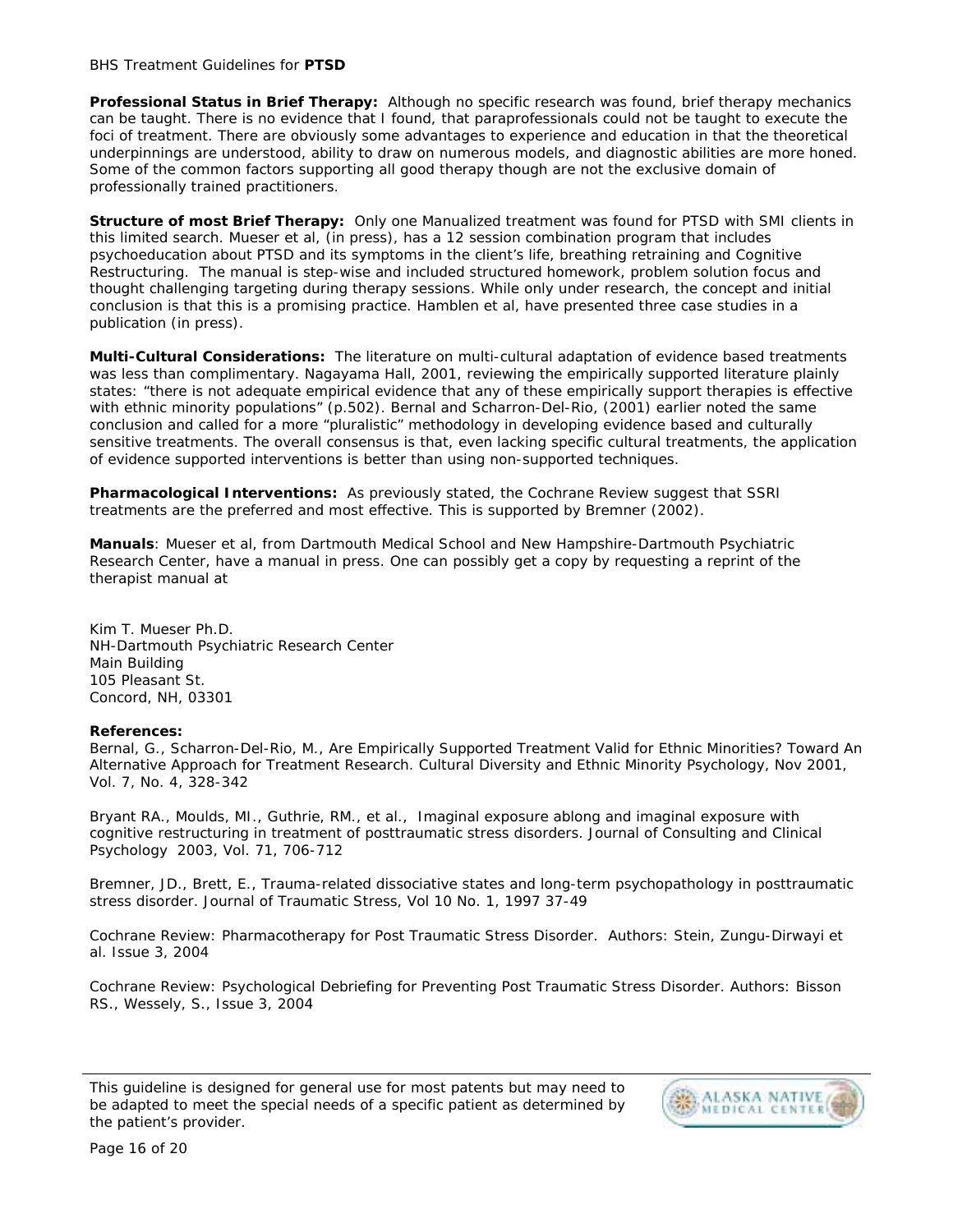**Professional Status in Brief Therapy:** Although no specific research was found, brief therapy mechanics can be taught. There is no evidence that I found, that paraprofessionals could not be taught to execute the foci of treatment. There are obviously some advantages to experience and education in that the theoretical underpinnings are understood, ability to draw on numerous models, and diagnostic abilities are more honed. Some of the common factors supporting all good therapy though are not the exclusive domain of professionally trained practitioners.

**Structure of most Brief Therapy:** Only one Manualized treatment was found for PTSD with SMI clients in this limited search. Mueser et al, (in press), has a 12 session combination program that includes psychoeducation about PTSD and its symptoms in the client's life, breathing retraining and Cognitive Restructuring. The manual is step-wise and included structured homework, problem solution focus and thought challenging targeting during therapy sessions. While only under research, the concept and initial conclusion is that this is a promising practice. Hamblen et al, have presented three case studies in a publication (in press).

**Multi-Cultural Considerations:** The literature on multi-cultural adaptation of evidence based treatments was less than complimentary. Nagayama Hall, 2001, reviewing the empirically supported literature plainly states: "there is not adequate empirical evidence that any of these empirically support therapies is effective with ethnic minority populations" (p.502). Bernal and Scharron-Del-Rio, (2001) earlier noted the same conclusion and called for a more "pluralistic" methodology in developing evidence based and culturally sensitive treatments. The overall consensus is that, even lacking specific cultural treatments, the application of evidence supported interventions is better than using non-supported techniques.

**Pharmacological Interventions:** As previously stated, the Cochrane Review suggest that SSRI treatments are the preferred and most effective. This is supported by Bremner (2002).

**Manuals**: Mueser et al, from Dartmouth Medical School and New Hampshire-Dartmouth Psychiatric Research Center, have a manual in press. One can possibly get a copy by requesting a reprint of the therapist manual at

Kim T. Mueser Ph.D.
NH-Dartmouth Psychiatric Research Center
Main Building
105 Pleasant St.
Concord, NH, 03301

**References:**

Bernal, G., Scharron-Del-Rio, M., Are Empirically Supported Treatment Valid for Ethnic Minorities? Toward An Alternative Approach for Treatment Research. Cultural Diversity and Ethnic Minority Psychology, Nov 2001, Vol. 7, No. 4, 328-342

Bryant RA., Moulds, MI., Guthrie, RM., et al., Imaginal exposure ablong and imaginal exposure with cognitive restructuring in treatment of posttraumatic stress disorders. Journal of Consulting and Clinical Psychology 2003, Vol. 71, 706-712

Bremner, JD., Brett, E., Trauma-related dissociative states and long-term psychopathology in posttraumatic stress disorder. Journal of Traumatic Stress, Vol 10 No. 1, 1997 37-49

Cochrane Review: Pharmacotherapy for Post Traumatic Stress Disorder. Authors: Stein, Zungu-Dirwayi et al. Issue 3, 2004

Cochrane Review: Psychological Debriefing for Preventing Post Traumatic Stress Disorder. Authors: Bisson RS., Wessely, S., Issue 3, 2004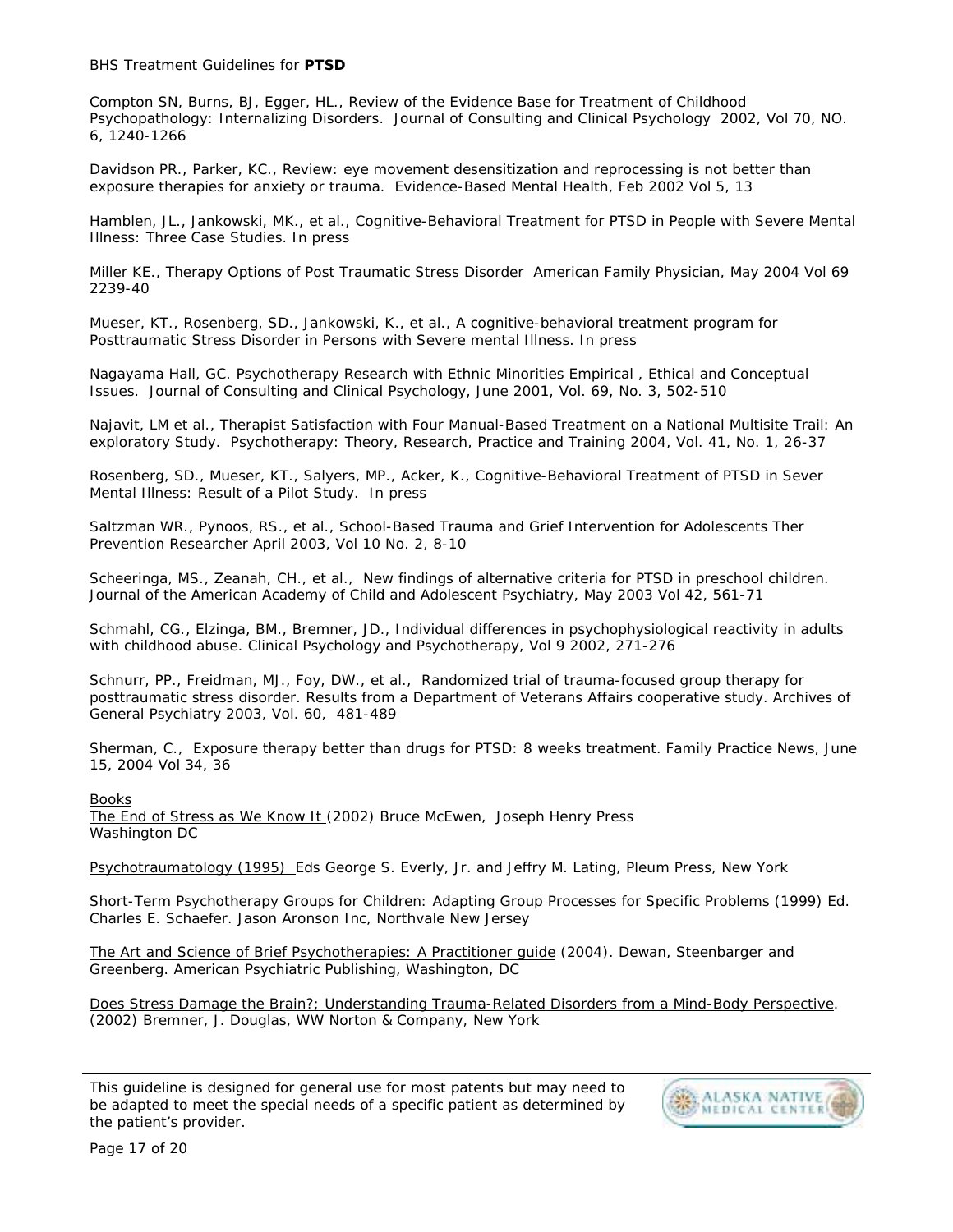Compton SN, Burns, BJ, Egger, HL., Review of the Evidence Base for Treatment of Childhood Psychopathology: Internalizing Disorders. Journal of Consulting and Clinical Psychology 2002, Vol 70, NO. 6, 1240-1266

Davidson PR., Parker, KC., Review: eye movement desensitization and reprocessing is not better than exposure therapies for anxiety or trauma. Evidence-Based Mental Health, Feb 2002 Vol 5, 13

Hamblen, JL., Jankowski, MK., et al., Cognitive-Behavioral Treatment for PTSD in People with Severe Mental Illness: Three Case Studies. In press

Miller KE., Therapy Options of Post Traumatic Stress Disorder American Family Physician, May 2004 Vol 69 2239-40

Mueser, KT., Rosenberg, SD., Jankowski, K., et al., A cognitive-behavioral treatment program for Posttraumatic Stress Disorder in Persons with Severe mental Illness. In press

Nagayama Hall, GC. Psychotherapy Research with Ethnic Minorities Empirical , Ethical and Conceptual Issues. Journal of Consulting and Clinical Psychology, June 2001, Vol. 69, No. 3, 502-510

Najavit, LM et al., Therapist Satisfaction with Four Manual-Based Treatment on a National Multisite Trail: An exploratory Study. Psychotherapy: Theory, Research, Practice and Training 2004, Vol. 41, No. 1, 26-37

Rosenberg, SD., Mueser, KT., Salyers, MP., Acker, K., Cognitive-Behavioral Treatment of PTSD in Sever Mental Illness: Result of a Pilot Study. In press

Saltzman WR., Pynoos, RS., et al., School-Based Trauma and Grief Intervention for Adolescents Ther Prevention Researcher April 2003, Vol 10 No. 2, 8-10

Scheeringa, MS., Zeanah, CH., et al., New findings of alternative criteria for PTSD in preschool children. Journal of the American Academy of Child and Adolescent Psychiatry, May 2003 Vol 42, 561-71

Schmahl, CG., Elzinga, BM., Bremner, JD., Individual differences in psychophysiological reactivity in adults with childhood abuse. Clinical Psychology and Psychotherapy, Vol 9 2002, 271-276

Schnurr, PP., Freidman, MJ., Foy, DW., et al., Randomized trial of trauma-focused group therapy for posttraumatic stress disorder. Results from a Department of Veterans Affairs cooperative study. Archives of General Psychiatry 2003, Vol. 60, 481-489

Sherman, C., Exposure therapy better than drugs for PTSD: 8 weeks treatment. Family Practice News, June 15, 2004 Vol 34, 36

Books

The End of Stress as We Know It (2002) Bruce McEwen, Joseph Henry Press Washington DC

Psychotraumatology (1995) Eds George S. Everly, Jr. and Jeffry M. Lating, Pleum Press, New York

Short-Term Psychotherapy Groups for Children: Adapting Group Processes for Specific Problems (1999) Ed. Charles E. Schaefer. Jason Aronson Inc, Northvale New Jersey

The Art and Science of Brief Psychotherapies: A Practitioner guide (2004). Dewan, Steenbarger and Greenberg. American Psychiatric Publishing, Washington, DC

Does Stress Damage the Brain?; Understanding Trauma-Related Disorders from a Mind-Body Perspective. (2002) Bremner, J. Douglas, WW Norton & Company, New York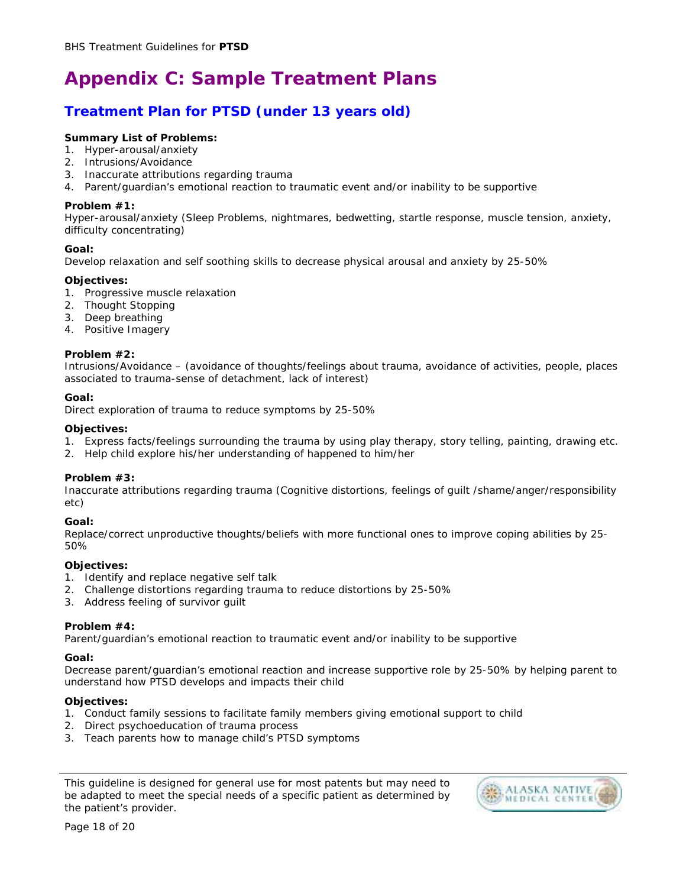# Appendix C: Sample Treatment Plans

## Treatment Plan for PTSD (under 13 years old)

**Summary List of Problems:**

1. Hyper-arousal/anxiety
2. Intrusions/Avoidance
3. Inaccurate attributions regarding trauma
4. Parent/guardian's emotional reaction to traumatic event and/or inability to be supportive

**Problem #1:**
Hyper-arousal/anxiety (Sleep Problems, nightmares, bedwetting, startle response, muscle tension, anxiety, difficulty concentrating)

**Goal:**
Develop relaxation and self soothing skills to decrease physical arousal and anxiety by 25-50%

**Objectives:**

1. Progressive muscle relaxation
2. Thought Stopping
3. Deep breathing
4. Positive Imagery

**Problem #2:**
Intrusions/Avoidance – (avoidance of thoughts/feelings about trauma, avoidance of activities, people, places associated to trauma-sense of detachment, lack of interest)

**Goal:**
Direct exploration of trauma to reduce symptoms by 25-50%

**Objectives:**

1. Express facts/feelings surrounding the trauma by using play therapy, story telling, painting, drawing etc.
2. Help child explore his/her understanding of happened to him/her

**Problem #3:**
Inaccurate attributions regarding trauma (Cognitive distortions, feelings of guilt /shame/anger/responsibility etc)

**Goal:**
Replace/correct unproductive thoughts/beliefs with more functional ones to improve coping abilities by 25-50%

**Objectives:**

1. Identify and replace negative self talk
2. Challenge distortions regarding trauma to reduce distortions by 25-50%
3. Address feeling of survivor guilt

**Problem #4:**
Parent/guardian's emotional reaction to traumatic event and/or inability to be supportive

**Goal:**
Decrease parent/guardian's emotional reaction and increase supportive role by 25-50% by helping parent to understand how PTSD develops and impacts their child

**Objectives:**

1. Conduct family sessions to facilitate family members giving emotional support to child
2. Direct psychoeducation of trauma process
3. Teach parents how to manage child's PTSD symptoms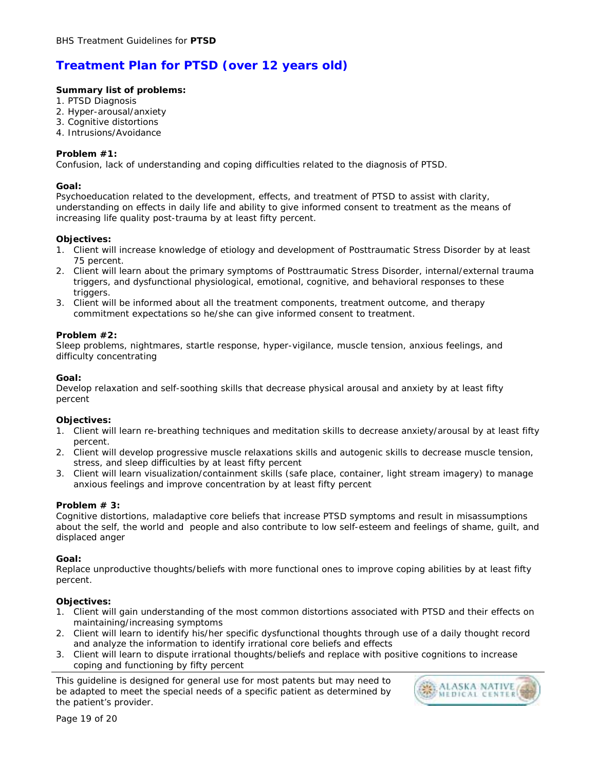# Treatment Plan for PTSD (over 12 years old)

**Summary list of problems:**
1. PTSD Diagnosis
2. Hyper-arousal/anxiety
3. Cognitive distortions
4. Intrusions/Avoidance

**Problem #1:**
Confusion, lack of understanding and coping difficulties related to the diagnosis of PTSD.

**Goal:**
Psychoeducation related to the development, effects, and treatment of PTSD to assist with clarity, understanding on effects in daily life and ability to give informed consent to treatment as the means of increasing life quality post-trauma by at least fifty percent.

**Objectives:**
1. Client will increase knowledge of etiology and development of Posttraumatic Stress Disorder by at least 75 percent.
2. Client will learn about the primary symptoms of Posttraumatic Stress Disorder, internal/external trauma triggers, and dysfunctional physiological, emotional, cognitive, and behavioral responses to these triggers.
3. Client will be informed about all the treatment components, treatment outcome, and therapy commitment expectations so he/she can give informed consent to treatment.

**Problem #2:**
Sleep problems, nightmares, startle response, hyper-vigilance, muscle tension, anxious feelings, and difficulty concentrating

**Goal:**
Develop relaxation and self-soothing skills that decrease physical arousal and anxiety by at least fifty percent

**Objectives:**
1. Client will learn re-breathing techniques and meditation skills to decrease anxiety/arousal by at least fifty percent.
2. Client will develop progressive muscle relaxations skills and autogenic skills to decrease muscle tension, stress, and sleep difficulties by at least fifty percent
3. Client will learn visualization/containment skills (safe place, container, light stream imagery) to manage anxious feelings and improve concentration by at least fifty percent

**Problem # 3:**
Cognitive distortions, maladaptive core beliefs that increase PTSD symptoms and result in misassumptions about the self, the world and people and also contribute to low self-esteem and feelings of shame, guilt, and displaced anger

**Goal:**
Replace unproductive thoughts/beliefs with more functional ones to improve coping abilities by at least fifty percent.

**Objectives:**
1. Client will gain understanding of the most common distortions associated with PTSD and their effects on maintaining/increasing symptoms
2. Client will learn to identify his/her specific dysfunctional thoughts through use of a daily thought record and analyze the information to identify irrational core beliefs and effects
3. Client will learn to dispute irrational thoughts/beliefs and replace with positive cognitions to increase coping and functioning by fifty percent

This guideline is designed for general use for most patents but may need to be adapted to meet the special needs of a specific patient as determined by the patient's provider.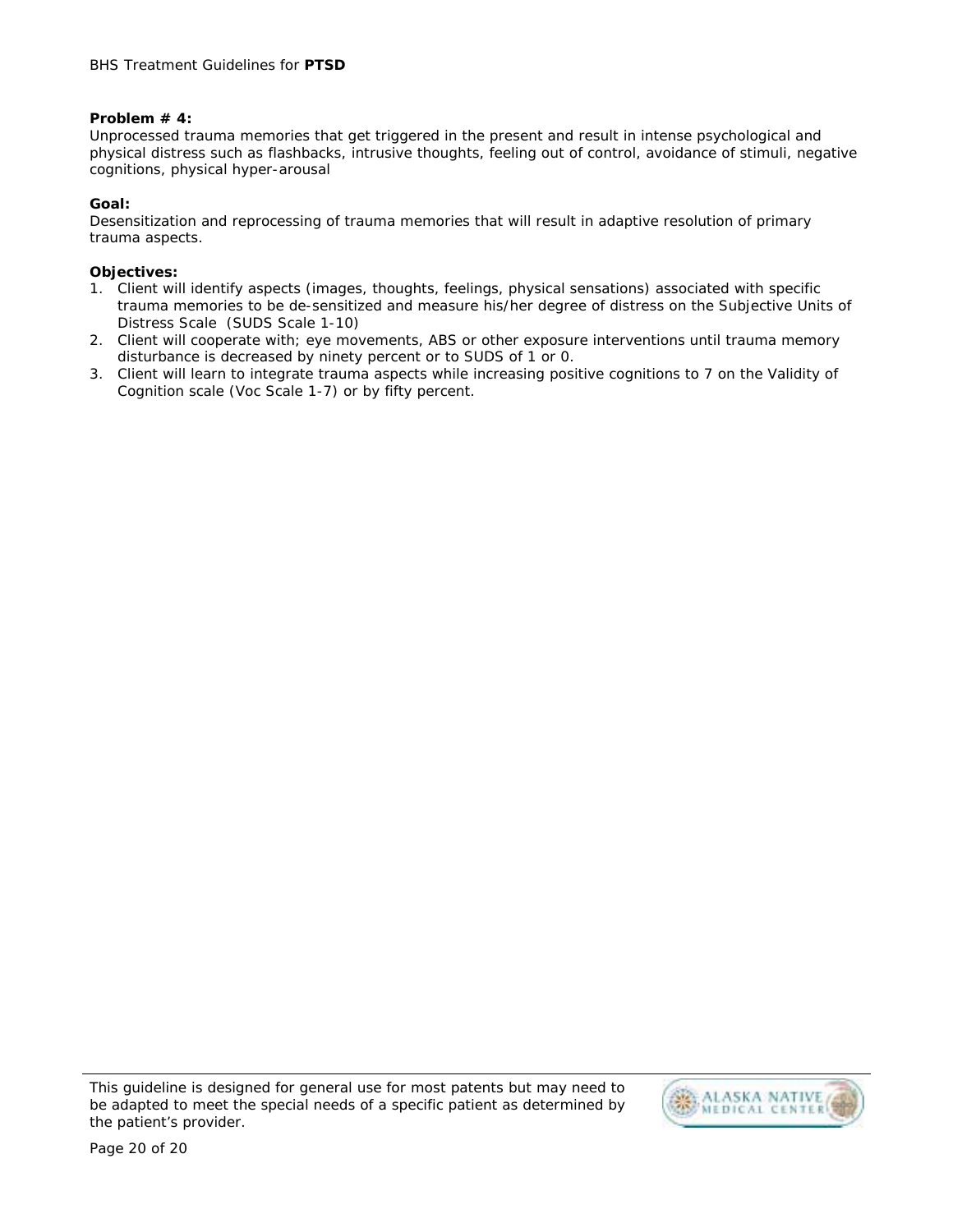**Problem # 4:**
Unprocessed trauma memories that get triggered in the present and result in intense psychological and physical distress such as flashbacks, intrusive thoughts, feeling out of control, avoidance of stimuli, negative cognitions, physical hyper-arousal

**Goal:**
Desensitization and reprocessing of trauma memories that will result in adaptive resolution of primary trauma aspects.

**Objectives:**

1. Client will identify aspects (images, thoughts, feelings, physical sensations) associated with specific trauma memories to be de-sensitized and measure his/her degree of distress on the Subjective Units of Distress Scale (SUDS Scale 1-10)
2. Client will cooperate with; eye movements, ABS or other exposure interventions until trauma memory disturbance is decreased by ninety percent or to SUDS of 1 or 0.
3. Client will learn to integrate trauma aspects while increasing positive cognitions to 7 on the Validity of Cognition scale (Voc Scale 1-7) or by fifty percent.

This guideline is designed for general use for most patents but may need to be adapted to meet the special needs of a specific patient as determined by the patient's provider.